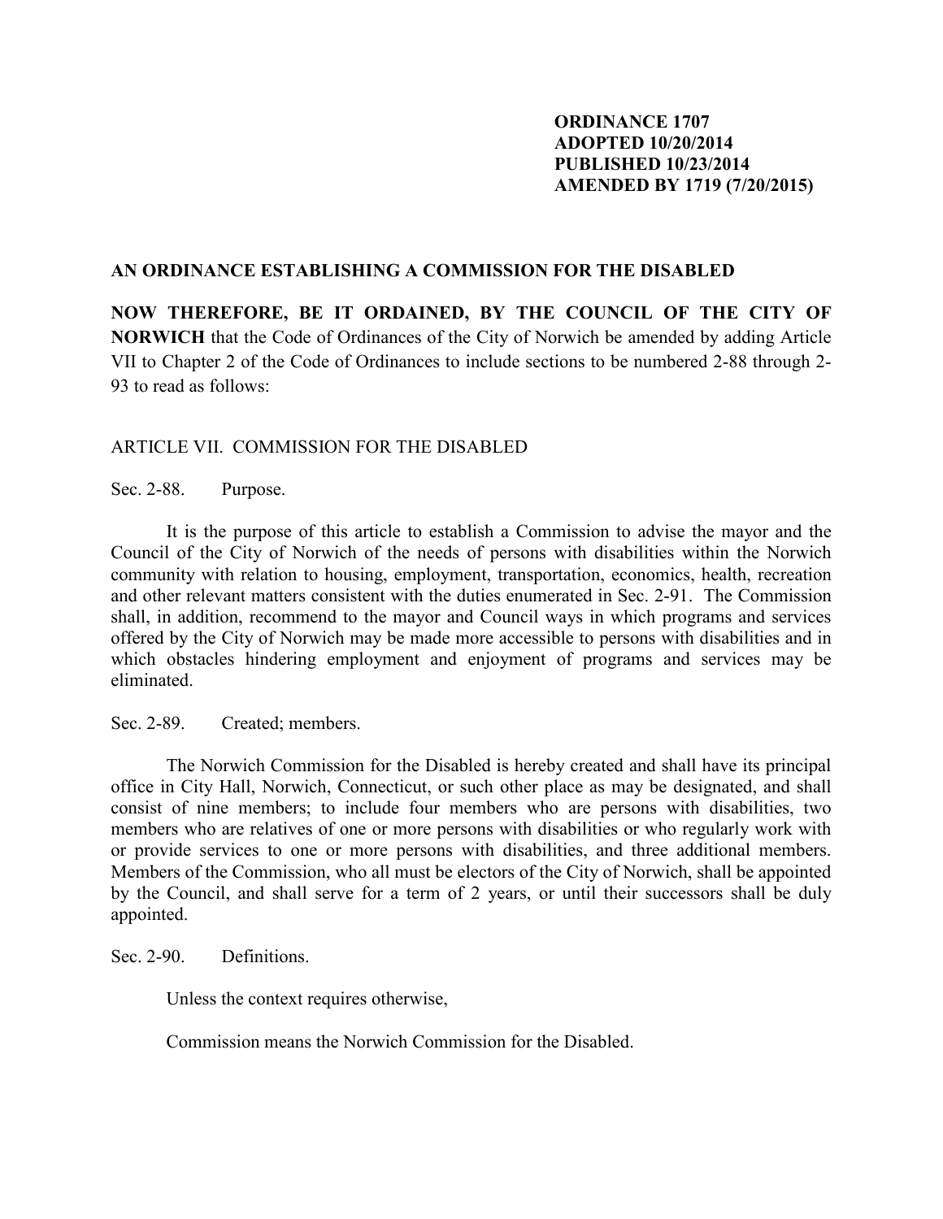**ORDINANCE 1707**
**ADOPTED 10/20/2014**
**PUBLISHED 10/23/2014**
**AMENDED BY 1719 (7/20/2015)**

## AN ORDINANCE ESTABLISHING A COMMISSION FOR THE DISABLED

**NOW THEREFORE, BE IT ORDAINED, BY THE COUNCIL OF THE CITY OF NORWICH** that the Code of Ordinances of the City of Norwich be amended by adding Article VII to Chapter 2 of the Code of Ordinances to include sections to be numbered 2-88 through 2-93 to read as follows:

ARTICLE VII. COMMISSION FOR THE DISABLED

Sec. 2-88. Purpose.

It is the purpose of this article to establish a Commission to advise the mayor and the Council of the City of Norwich of the needs of persons with disabilities within the Norwich community with relation to housing, employment, transportation, economics, health, recreation and other relevant matters consistent with the duties enumerated in Sec. 2-91. The Commission shall, in addition, recommend to the mayor and Council ways in which programs and services offered by the City of Norwich may be made more accessible to persons with disabilities and in which obstacles hindering employment and enjoyment of programs and services may be eliminated.

Sec. 2-89. Created; members.

The Norwich Commission for the Disabled is hereby created and shall have its principal office in City Hall, Norwich, Connecticut, or such other place as may be designated, and shall consist of nine members; to include four members who are persons with disabilities, two members who are relatives of one or more persons with disabilities or who regularly work with or provide services to one or more persons with disabilities, and three additional members. Members of the Commission, who all must be electors of the City of Norwich, shall be appointed by the Council, and shall serve for a term of 2 years, or until their successors shall be duly appointed.

Sec. 2-90. Definitions.

Unless the context requires otherwise,

Commission means the Norwich Commission for the Disabled.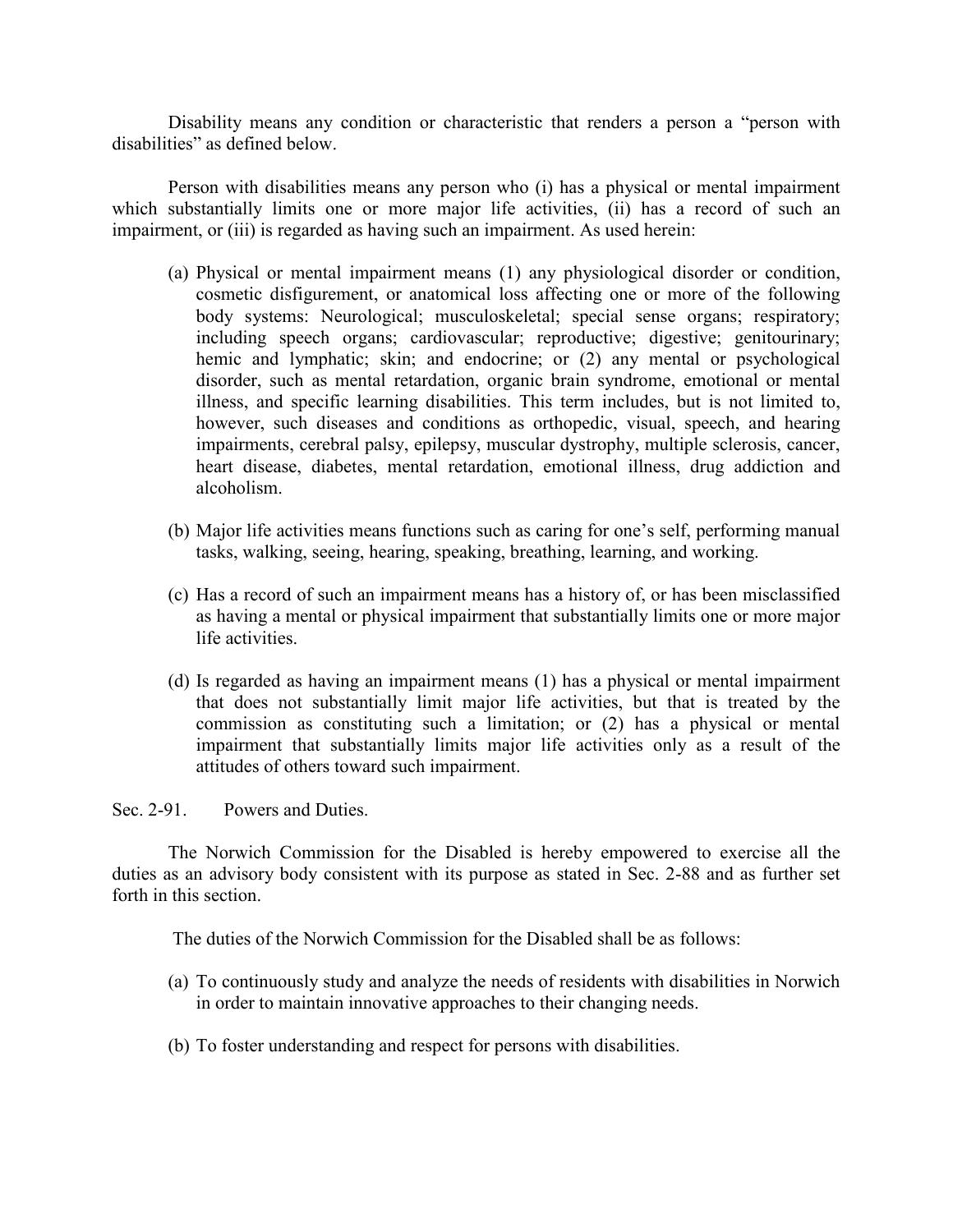Disability means any condition or characteristic that renders a person a "person with disabilities" as defined below.

Person with disabilities means any person who (i) has a physical or mental impairment which substantially limits one or more major life activities, (ii) has a record of such an impairment, or (iii) is regarded as having such an impairment. As used herein:

(a) Physical or mental impairment means (1) any physiological disorder or condition, cosmetic disfigurement, or anatomical loss affecting one or more of the following body systems: Neurological; musculoskeletal; special sense organs; respiratory; including speech organs; cardiovascular; reproductive; digestive; genitourinary; hemic and lymphatic; skin; and endocrine; or (2) any mental or psychological disorder, such as mental retardation, organic brain syndrome, emotional or mental illness, and specific learning disabilities. This term includes, but is not limited to, however, such diseases and conditions as orthopedic, visual, speech, and hearing impairments, cerebral palsy, epilepsy, muscular dystrophy, multiple sclerosis, cancer, heart disease, diabetes, mental retardation, emotional illness, drug addiction and alcoholism.

(b) Major life activities means functions such as caring for one's self, performing manual tasks, walking, seeing, hearing, speaking, breathing, learning, and working.

(c) Has a record of such an impairment means has a history of, or has been misclassified as having a mental or physical impairment that substantially limits one or more major life activities.

(d) Is regarded as having an impairment means (1) has a physical or mental impairment that does not substantially limit major life activities, but that is treated by the commission as constituting such a limitation; or (2) has a physical or mental impairment that substantially limits major life activities only as a result of the attitudes of others toward such impairment.

Sec. 2-91. Powers and Duties.

The Norwich Commission for the Disabled is hereby empowered to exercise all the duties as an advisory body consistent with its purpose as stated in Sec. 2-88 and as further set forth in this section.

The duties of the Norwich Commission for the Disabled shall be as follows:

(a) To continuously study and analyze the needs of residents with disabilities in Norwich in order to maintain innovative approaches to their changing needs.

(b) To foster understanding and respect for persons with disabilities.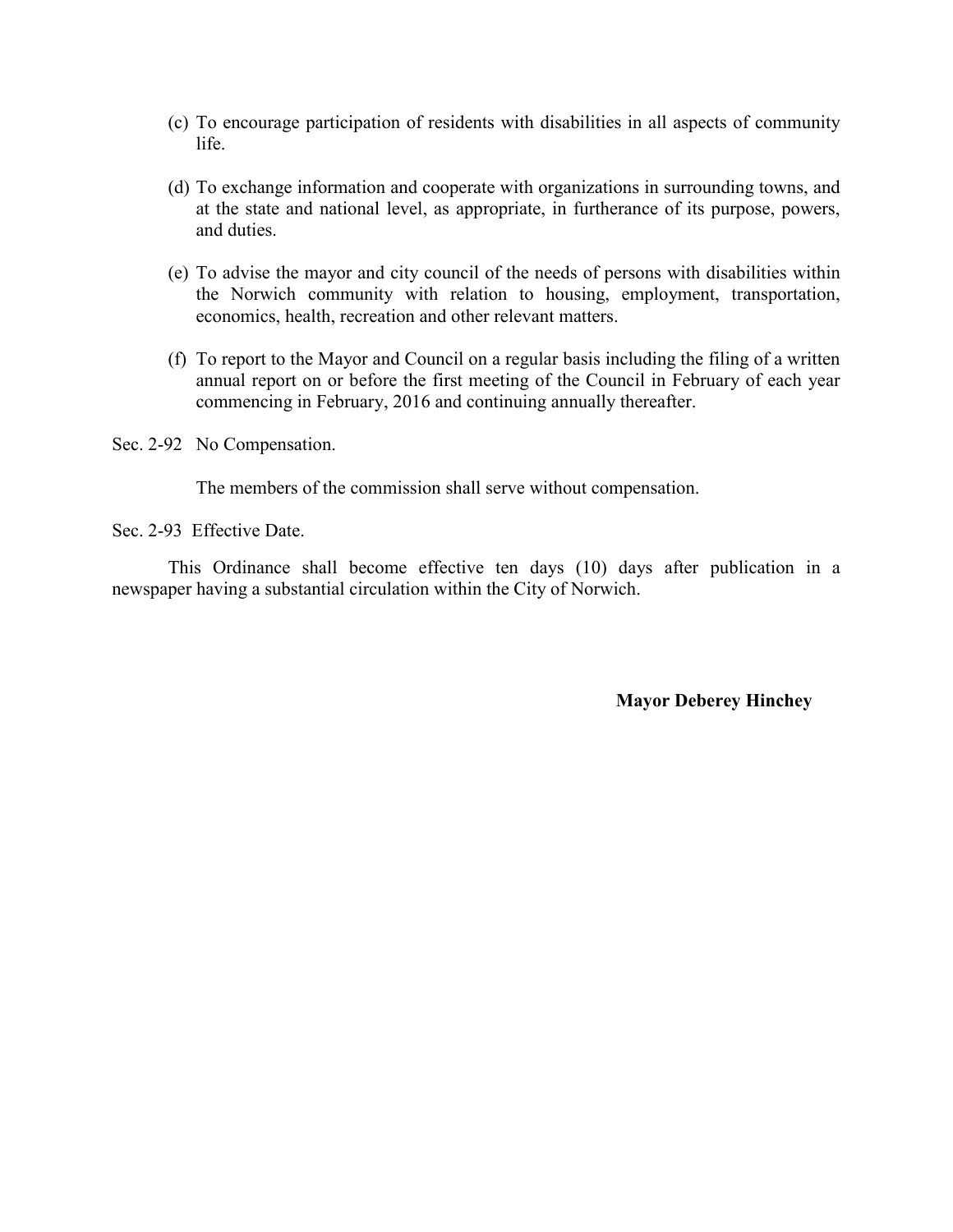(c) To encourage participation of residents with disabilities in all aspects of community life.

(d) To exchange information and cooperate with organizations in surrounding towns, and at the state and national level, as appropriate, in furtherance of its purpose, powers, and duties.

(e) To advise the mayor and city council of the needs of persons with disabilities within the Norwich community with relation to housing, employment, transportation, economics, health, recreation and other relevant matters.

(f) To report to the Mayor and Council on a regular basis including the filing of a written annual report on or before the first meeting of the Council in February of each year commencing in February, 2016 and continuing annually thereafter.

Sec. 2-92 No Compensation.

The members of the commission shall serve without compensation.

Sec. 2-93 Effective Date.

This Ordinance shall become effective ten days (10) days after publication in a newspaper having a substantial circulation within the City of Norwich.

**Mayor Deberey Hinchey**